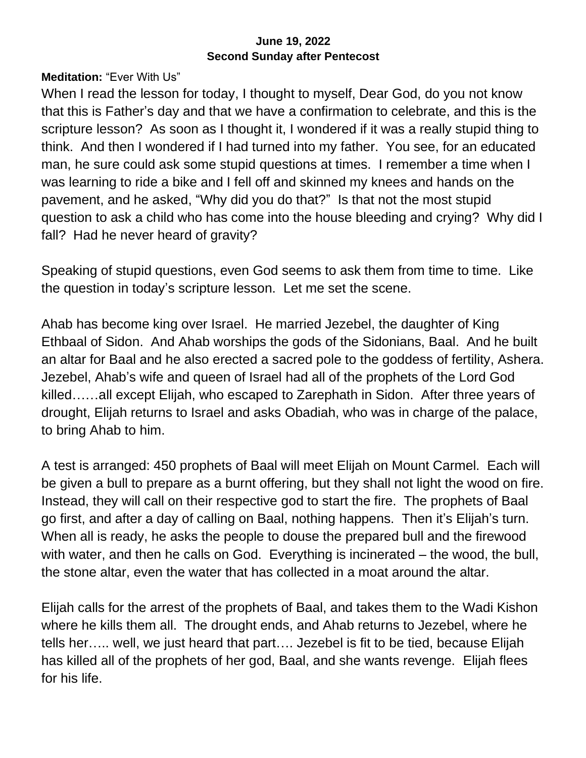**June 19, 2022**
**Second Sunday after Pentecost**

**Meditation:** "Ever With Us"

When I read the lesson for today, I thought to myself, Dear God, do you not know that this is Father's day and that we have a confirmation to celebrate, and this is the scripture lesson? As soon as I thought it, I wondered if it was a really stupid thing to think. And then I wondered if I had turned into my father. You see, for an educated man, he sure could ask some stupid questions at times. I remember a time when I was learning to ride a bike and I fell off and skinned my knees and hands on the pavement, and he asked, "Why did you do that?" Is that not the most stupid question to ask a child who has come into the house bleeding and crying? Why did I fall? Had he never heard of gravity?

Speaking of stupid questions, even God seems to ask them from time to time. Like the question in today's scripture lesson. Let me set the scene.

Ahab has become king over Israel. He married Jezebel, the daughter of King Ethbaal of Sidon. And Ahab worships the gods of the Sidonians, Baal. And he built an altar for Baal and he also erected a sacred pole to the goddess of fertility, Ashera. Jezebel, Ahab's wife and queen of Israel had all of the prophets of the Lord God killed……all except Elijah, who escaped to Zarephath in Sidon. After three years of drought, Elijah returns to Israel and asks Obadiah, who was in charge of the palace, to bring Ahab to him.

A test is arranged: 450 prophets of Baal will meet Elijah on Mount Carmel. Each will be given a bull to prepare as a burnt offering, but they shall not light the wood on fire. Instead, they will call on their respective god to start the fire. The prophets of Baal go first, and after a day of calling on Baal, nothing happens. Then it's Elijah's turn. When all is ready, he asks the people to douse the prepared bull and the firewood with water, and then he calls on God. Everything is incinerated – the wood, the bull, the stone altar, even the water that has collected in a moat around the altar.

Elijah calls for the arrest of the prophets of Baal, and takes them to the Wadi Kishon where he kills them all. The drought ends, and Ahab returns to Jezebel, where he tells her….. well, we just heard that part…. Jezebel is fit to be tied, because Elijah has killed all of the prophets of her god, Baal, and she wants revenge. Elijah flees for his life.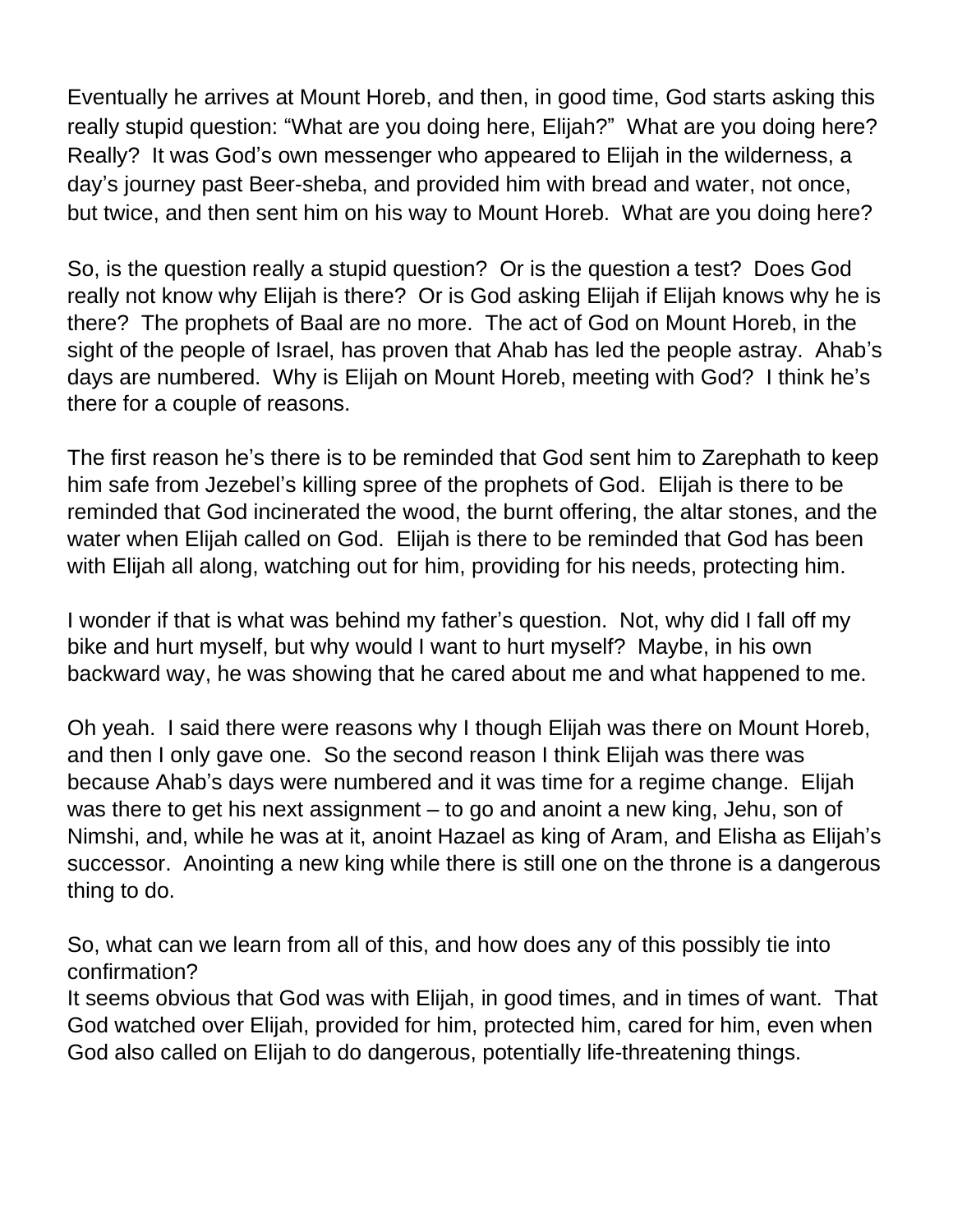Eventually he arrives at Mount Horeb, and then, in good time, God starts asking this really stupid question: "What are you doing here, Elijah?" What are you doing here? Really? It was God's own messenger who appeared to Elijah in the wilderness, a day's journey past Beer-sheba, and provided him with bread and water, not once, but twice, and then sent him on his way to Mount Horeb. What are you doing here?

So, is the question really a stupid question? Or is the question a test? Does God really not know why Elijah is there? Or is God asking Elijah if Elijah knows why he is there? The prophets of Baal are no more. The act of God on Mount Horeb, in the sight of the people of Israel, has proven that Ahab has led the people astray. Ahab's days are numbered. Why is Elijah on Mount Horeb, meeting with God? I think he's there for a couple of reasons.

The first reason he's there is to be reminded that God sent him to Zarephath to keep him safe from Jezebel's killing spree of the prophets of God. Elijah is there to be reminded that God incinerated the wood, the burnt offering, the altar stones, and the water when Elijah called on God. Elijah is there to be reminded that God has been with Elijah all along, watching out for him, providing for his needs, protecting him.

I wonder if that is what was behind my father's question. Not, why did I fall off my bike and hurt myself, but why would I want to hurt myself? Maybe, in his own backward way, he was showing that he cared about me and what happened to me.

Oh yeah. I said there were reasons why I though Elijah was there on Mount Horeb, and then I only gave one. So the second reason I think Elijah was there was because Ahab's days were numbered and it was time for a regime change. Elijah was there to get his next assignment – to go and anoint a new king, Jehu, son of Nimshi, and, while he was at it, anoint Hazael as king of Aram, and Elisha as Elijah's successor. Anointing a new king while there is still one on the throne is a dangerous thing to do.

So, what can we learn from all of this, and how does any of this possibly tie into confirmation?
It seems obvious that God was with Elijah, in good times, and in times of want. That God watched over Elijah, provided for him, protected him, cared for him, even when God also called on Elijah to do dangerous, potentially life-threatening things.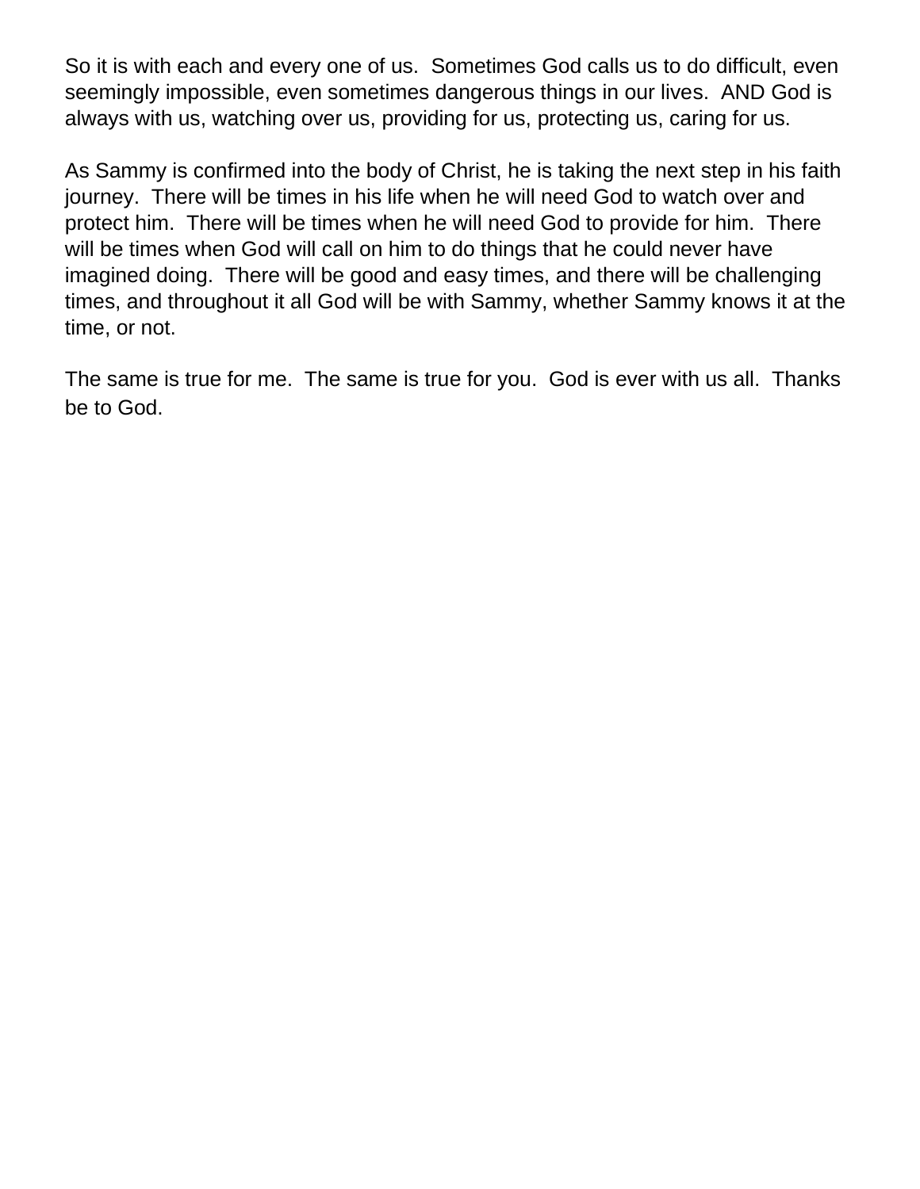So it is with each and every one of us. Sometimes God calls us to do difficult, even seemingly impossible, even sometimes dangerous things in our lives. AND God is always with us, watching over us, providing for us, protecting us, caring for us.

As Sammy is confirmed into the body of Christ, he is taking the next step in his faith journey. There will be times in his life when he will need God to watch over and protect him. There will be times when he will need God to provide for him. There will be times when God will call on him to do things that he could never have imagined doing. There will be good and easy times, and there will be challenging times, and throughout it all God will be with Sammy, whether Sammy knows it at the time, or not.

The same is true for me. The same is true for you. God is ever with us all. Thanks be to God.